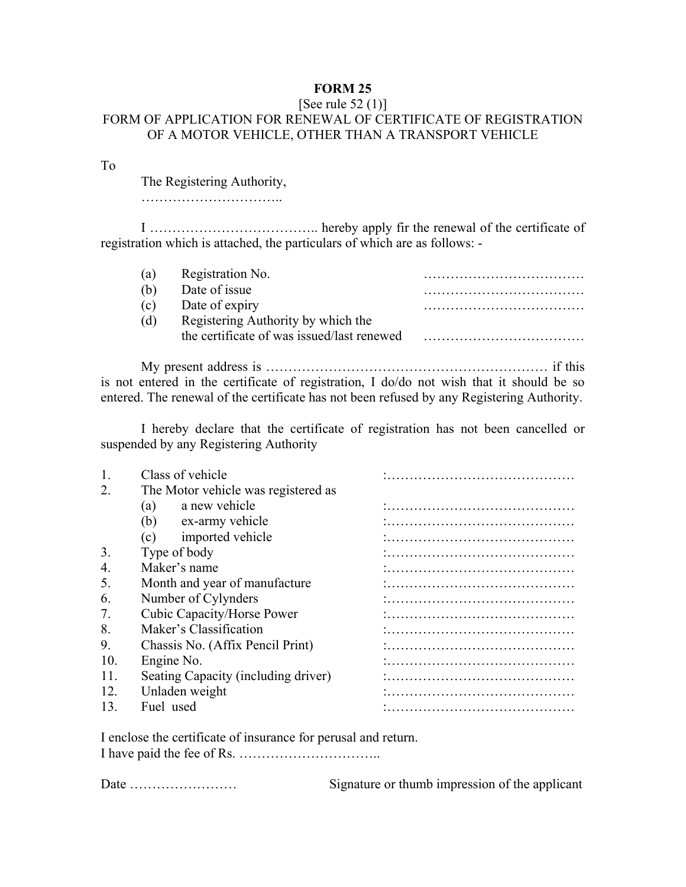**FORM 25**

[See rule 52 (1)]

FORM OF APPLICATION FOR RENEWAL OF CERTIFICATE OF REGISTRATION OF A MOTOR VEHICLE, OTHER THAN A TRANSPORT VEHICLE

To

The Registering Authority,

…………………………..

I ……………………………….. hereby apply fir the renewal of the certificate of registration which is attached, the particulars of which are as follows: -

| | | |
|---|---|---|
| (a) | Registration No. | ……………………………… |
| (b) | Date of issue | ……………………………… |
| (c) | Date of expiry | ……………………………… |
| (d) | Registering Authority by which the the certificate of was issued/last renewed | ……………………………… |

My present address is ……………………………………………………… if this is not entered in the certificate of registration, I do/do not wish that it should be so entered. The renewal of the certificate has not been refused by any Registering Authority.

I hereby declare that the certificate of registration has not been cancelled or suspended by any Registering Authority

| | | |
|---|---|---|
| 1. | Class of vehicle | :…………………………………… |
| 2. | The Motor vehicle was registered as | |
| | (a) a new vehicle | :…………………………………… |
| | (b) ex-army vehicle | :…………………………………… |
| | (c) imported vehicle | :…………………………………… |
| 3. | Type of body | :…………………………………… |
| 4. | Maker's name | :…………………………………… |
| 5. | Month and year of manufacture | :…………………………………… |
| 6. | Number of Cylynders | :…………………………………… |
| 7. | Cubic Capacity/Horse Power | :…………………………………… |
| 8. | Maker's Classification | :…………………………………… |
| 9. | Chassis No. (Affix Pencil Print) | :…………………………………… |
| 10. | Engine No. | :…………………………………… |
| 11. | Seating Capacity (including driver) | :…………………………………… |
| 12. | Unladen weight | :…………………………………… |
| 13. | Fuel used | :…………………………………… |

I enclose the certificate of insurance for perusal and return.

I have paid the fee of Rs. …………………………..

Date ……………………                Signature or thumb impression of the applicant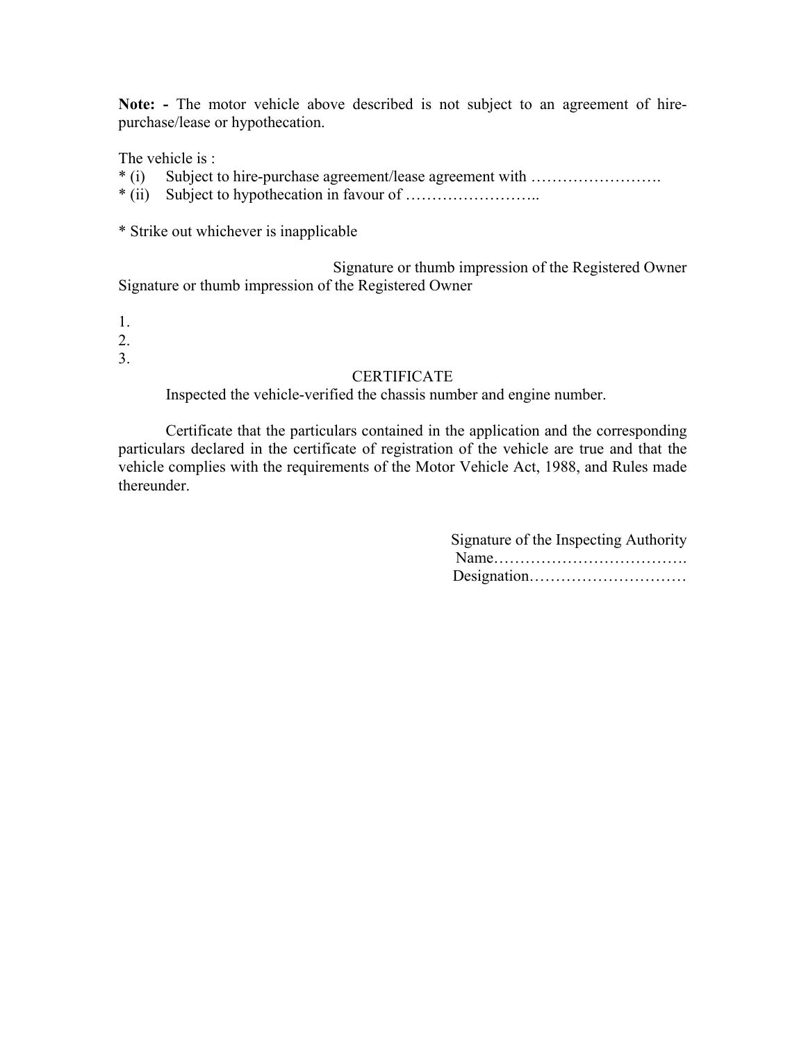**Note: -** The motor vehicle above described is not subject to an agreement of hire-purchase/lease or hypothecation.

The vehicle is :

* (i) Subject to hire-purchase agreement/lease agreement with …………………….
* (ii) Subject to hypothecation in favour of ……………………..

* Strike out whichever is inapplicable

Signature or thumb impression of the Registered Owner

Signature or thumb impression of the Registered Owner

1.
2.
3.

CERTIFICATE

Inspected the vehicle-verified the chassis number and engine number.

Certificate that the particulars contained in the application and the corresponding particulars declared in the certificate of registration of the vehicle are true and that the vehicle complies with the requirements of the Motor Vehicle Act, 1988, and Rules made thereunder.

Signature of the Inspecting Authority
Name……………………………….
Designation…………………………